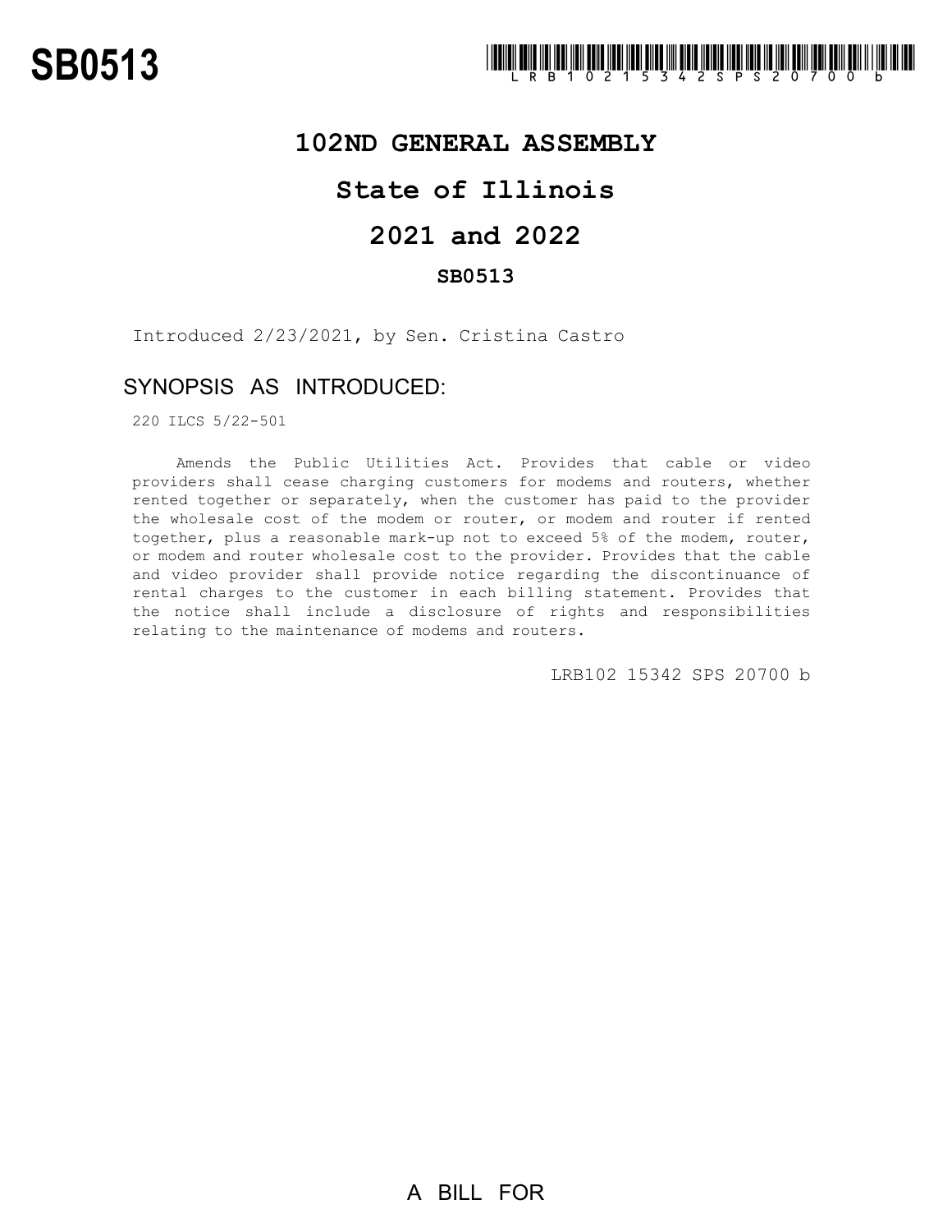SB0513

LRB102 15342 SPS 20700 b

# 102ND GENERAL ASSEMBLY

## State of Illinois

## 2021 and 2022

### SB0513

Introduced 2/23/2021, by Sen. Cristina Castro

## SYNOPSIS AS INTRODUCED:

220 ILCS 5/22-501

Amends the Public Utilities Act. Provides that cable or video providers shall cease charging customers for modems and routers, whether rented together or separately, when the customer has paid to the provider the wholesale cost of the modem or router, or modem and router if rented together, plus a reasonable mark-up not to exceed 5% of the modem, router, or modem and router wholesale cost to the provider. Provides that the cable and video provider shall provide notice regarding the discontinuance of rental charges to the customer in each billing statement. Provides that the notice shall include a disclosure of rights and responsibilities relating to the maintenance of modems and routers.

LRB102 15342 SPS 20700 b

A BILL FOR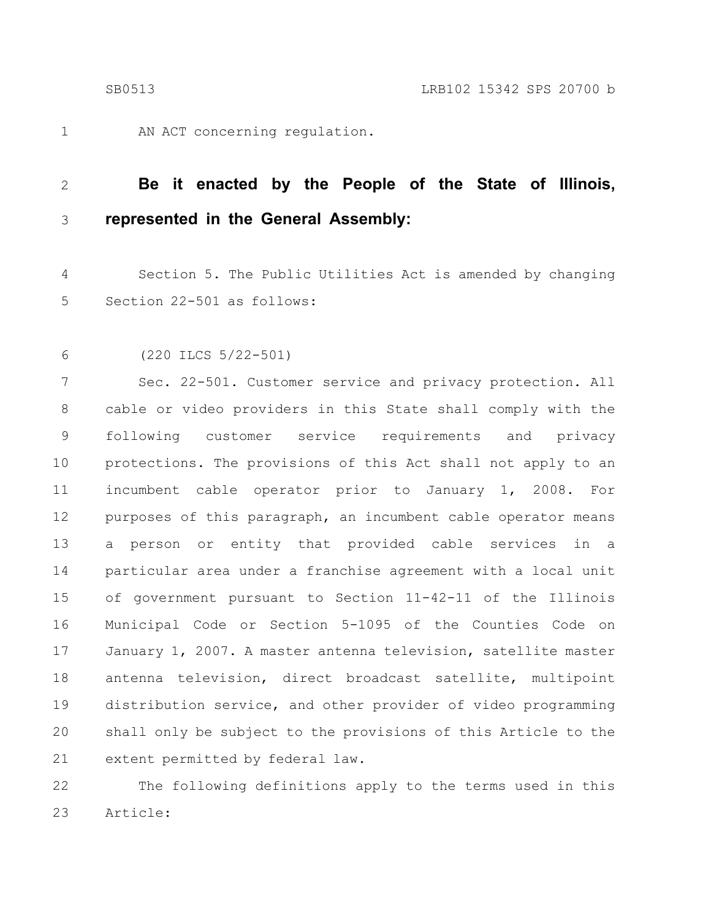AN ACT concerning regulation.

**Be it enacted by the People of the State of Illinois, represented in the General Assembly:**

Section 5. The Public Utilities Act is amended by changing Section 22-501 as follows:

(220 ILCS 5/22-501)

Sec. 22-501. Customer service and privacy protection. All cable or video providers in this State shall comply with the following customer service requirements and privacy protections. The provisions of this Act shall not apply to an incumbent cable operator prior to January 1, 2008. For purposes of this paragraph, an incumbent cable operator means a person or entity that provided cable services in a particular area under a franchise agreement with a local unit of government pursuant to Section 11-42-11 of the Illinois Municipal Code or Section 5-1095 of the Counties Code on January 1, 2007. A master antenna television, satellite master antenna television, direct broadcast satellite, multipoint distribution service, and other provider of video programming shall only be subject to the provisions of this Article to the extent permitted by federal law.

The following definitions apply to the terms used in this Article: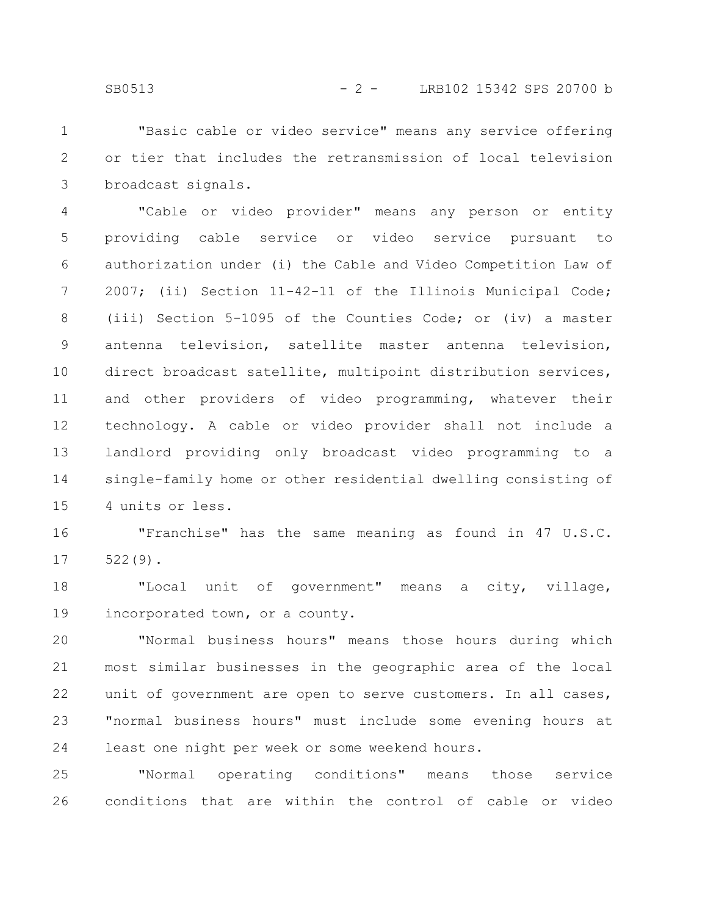"Basic cable or video service" means any service offering or tier that includes the retransmission of local television broadcast signals.

"Cable or video provider" means any person or entity providing cable service or video service pursuant to authorization under (i) the Cable and Video Competition Law of 2007; (ii) Section 11-42-11 of the Illinois Municipal Code; (iii) Section 5-1095 of the Counties Code; or (iv) a master antenna television, satellite master antenna television, direct broadcast satellite, multipoint distribution services, and other providers of video programming, whatever their technology. A cable or video provider shall not include a landlord providing only broadcast video programming to a single-family home or other residential dwelling consisting of 4 units or less.

"Franchise" has the same meaning as found in 47 U.S.C. 522(9).

"Local unit of government" means a city, village, incorporated town, or a county.

"Normal business hours" means those hours during which most similar businesses in the geographic area of the local unit of government are open to serve customers. In all cases, "normal business hours" must include some evening hours at least one night per week or some weekend hours.

"Normal operating conditions" means those service conditions that are within the control of cable or video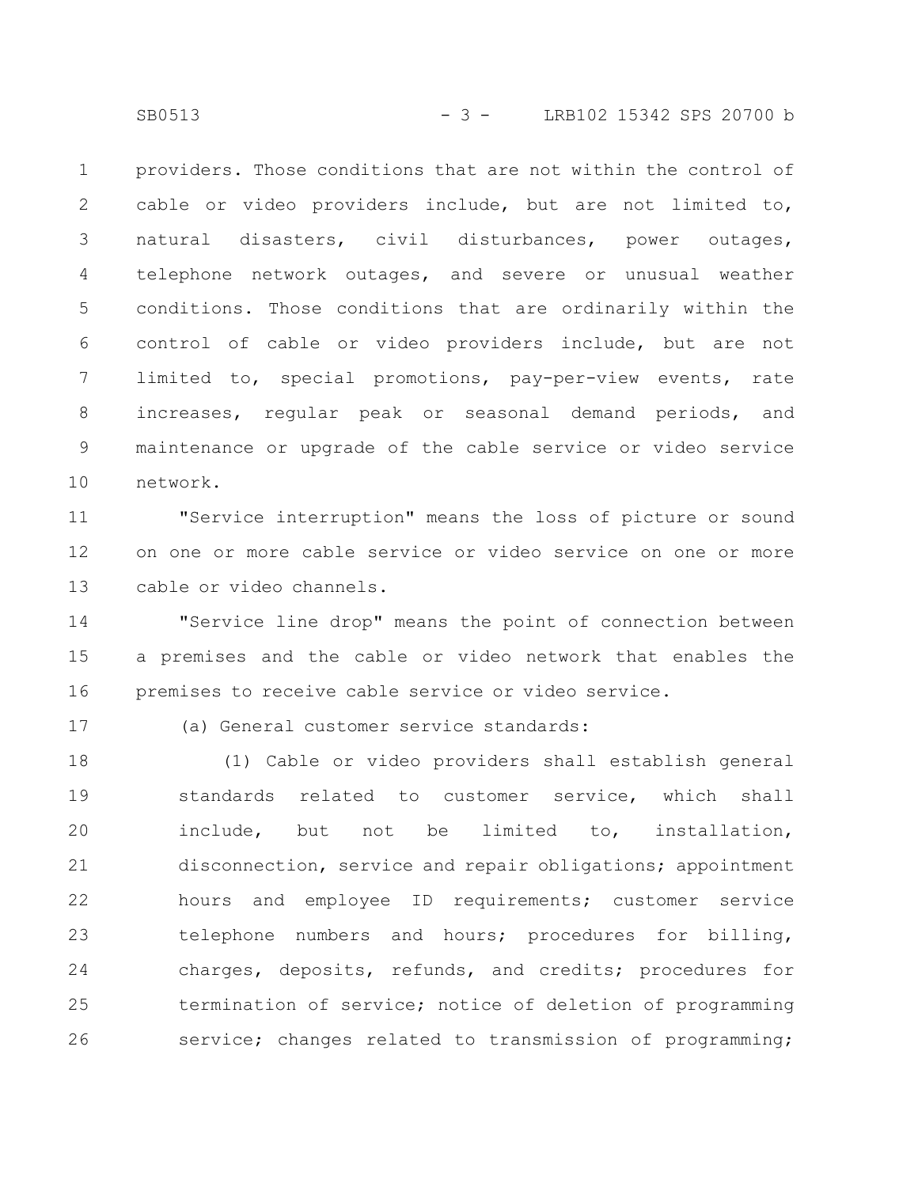providers. Those conditions that are not within the control of cable or video providers include, but are not limited to, natural disasters, civil disturbances, power outages, telephone network outages, and severe or unusual weather conditions. Those conditions that are ordinarily within the control of cable or video providers include, but are not limited to, special promotions, pay-per-view events, rate increases, regular peak or seasonal demand periods, and maintenance or upgrade of the cable service or video service network.

"Service interruption" means the loss of picture or sound on one or more cable service or video service on one or more cable or video channels.

"Service line drop" means the point of connection between a premises and the cable or video network that enables the premises to receive cable service or video service.

(a) General customer service standards:

(1) Cable or video providers shall establish general standards related to customer service, which shall include, but not be limited to, installation, disconnection, service and repair obligations; appointment hours and employee ID requirements; customer service telephone numbers and hours; procedures for billing, charges, deposits, refunds, and credits; procedures for termination of service; notice of deletion of programming service; changes related to transmission of programming;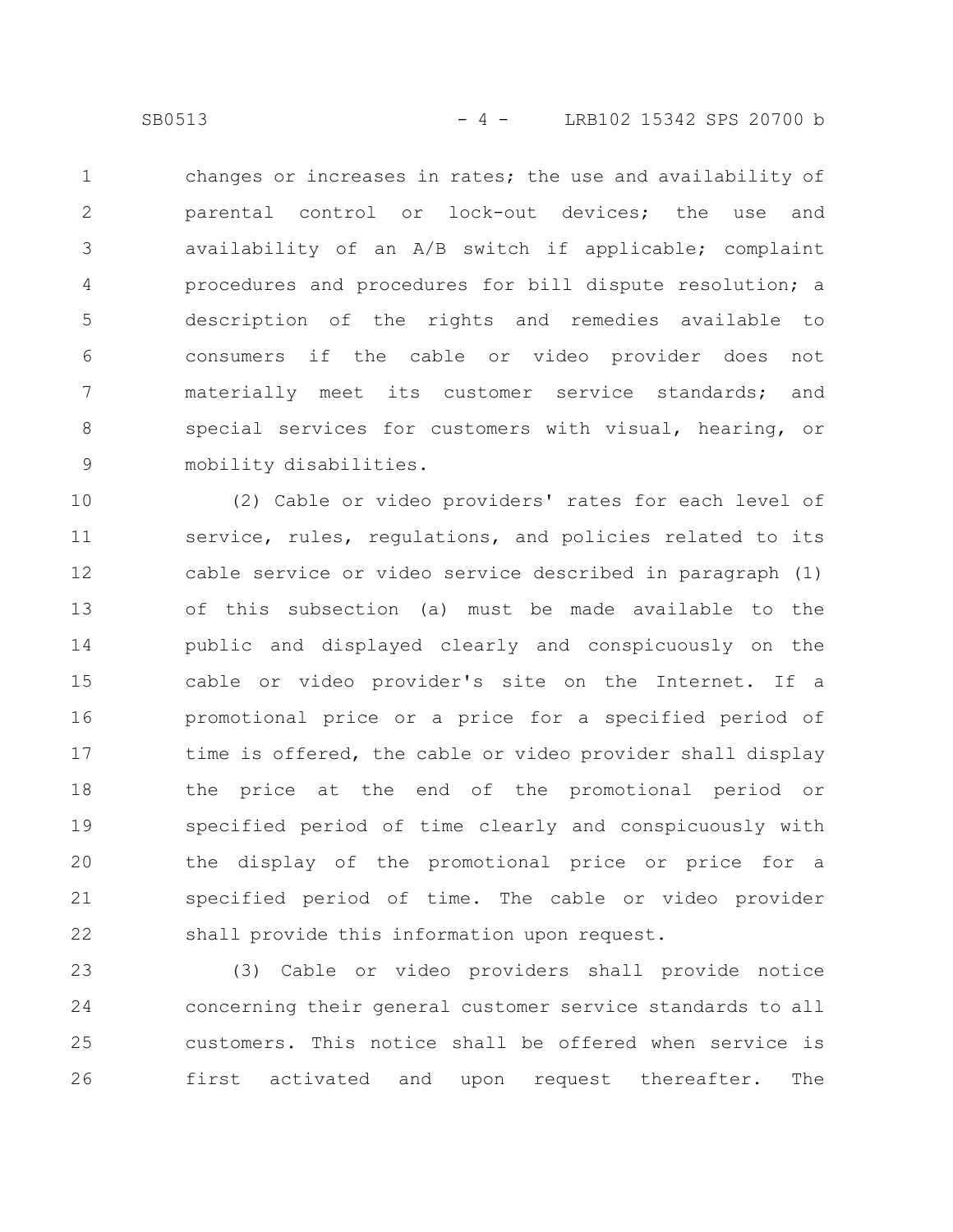changes or increases in rates; the use and availability of parental control or lock-out devices; the use and availability of an A/B switch if applicable; complaint procedures and procedures for bill dispute resolution; a description of the rights and remedies available to consumers if the cable or video provider does not materially meet its customer service standards; and special services for customers with visual, hearing, or mobility disabilities.

(2) Cable or video providers' rates for each level of service, rules, regulations, and policies related to its cable service or video service described in paragraph (1) of this subsection (a) must be made available to the public and displayed clearly and conspicuously on the cable or video provider's site on the Internet. If a promotional price or a price for a specified period of time is offered, the cable or video provider shall display the price at the end of the promotional period or specified period of time clearly and conspicuously with the display of the promotional price or price for a specified period of time. The cable or video provider shall provide this information upon request.

(3) Cable or video providers shall provide notice concerning their general customer service standards to all customers. This notice shall be offered when service is first activated and upon request thereafter. The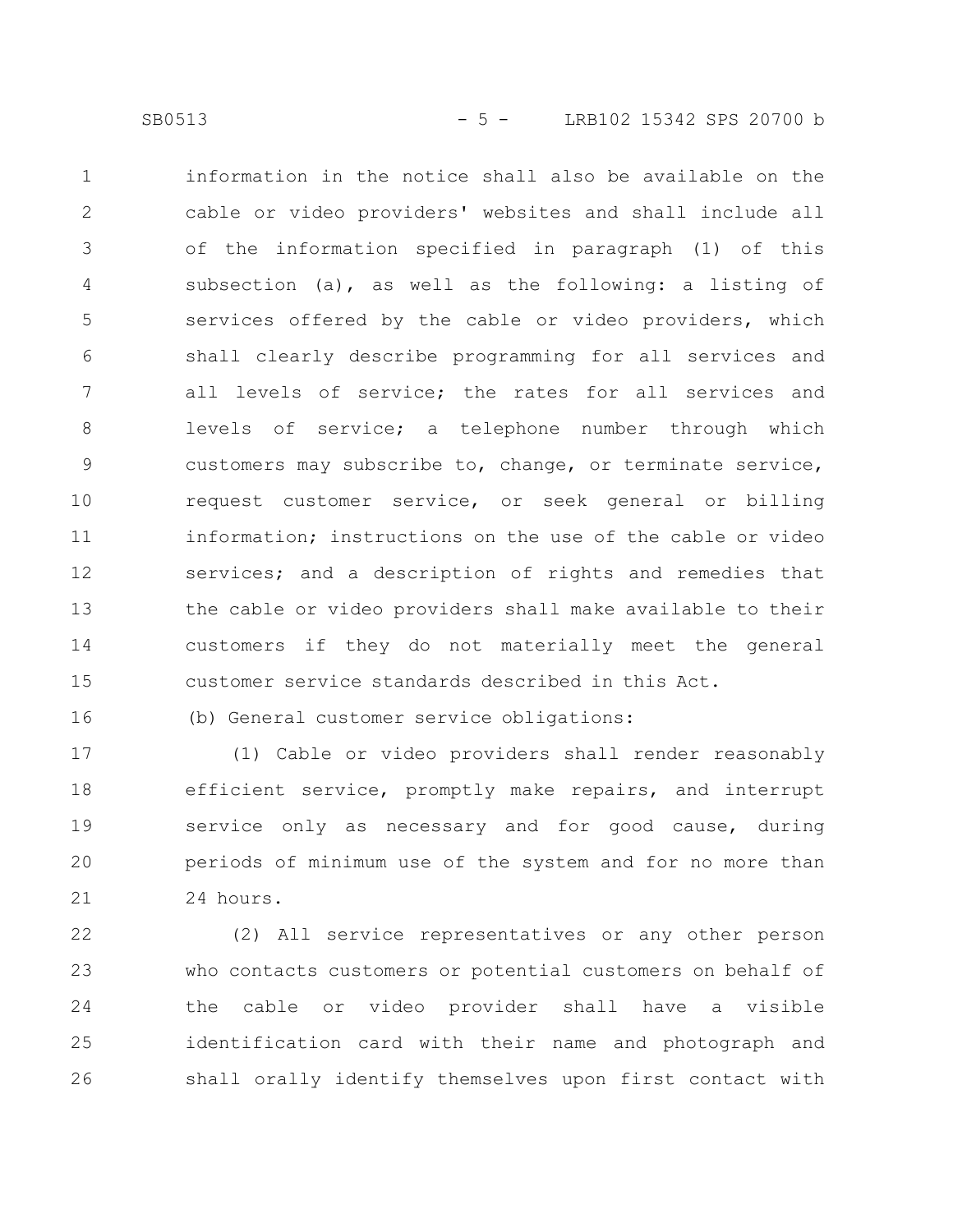information in the notice shall also be available on the cable or video providers' websites and shall include all of the information specified in paragraph (1) of this subsection (a), as well as the following: a listing of services offered by the cable or video providers, which shall clearly describe programming for all services and all levels of service; the rates for all services and levels of service; a telephone number through which customers may subscribe to, change, or terminate service, request customer service, or seek general or billing information; instructions on the use of the cable or video services; and a description of rights and remedies that the cable or video providers shall make available to their customers if they do not materially meet the general customer service standards described in this Act.

(b) General customer service obligations:

(1) Cable or video providers shall render reasonably efficient service, promptly make repairs, and interrupt service only as necessary and for good cause, during periods of minimum use of the system and for no more than 24 hours.

(2) All service representatives or any other person who contacts customers or potential customers on behalf of the cable or video provider shall have a visible identification card with their name and photograph and shall orally identify themselves upon first contact with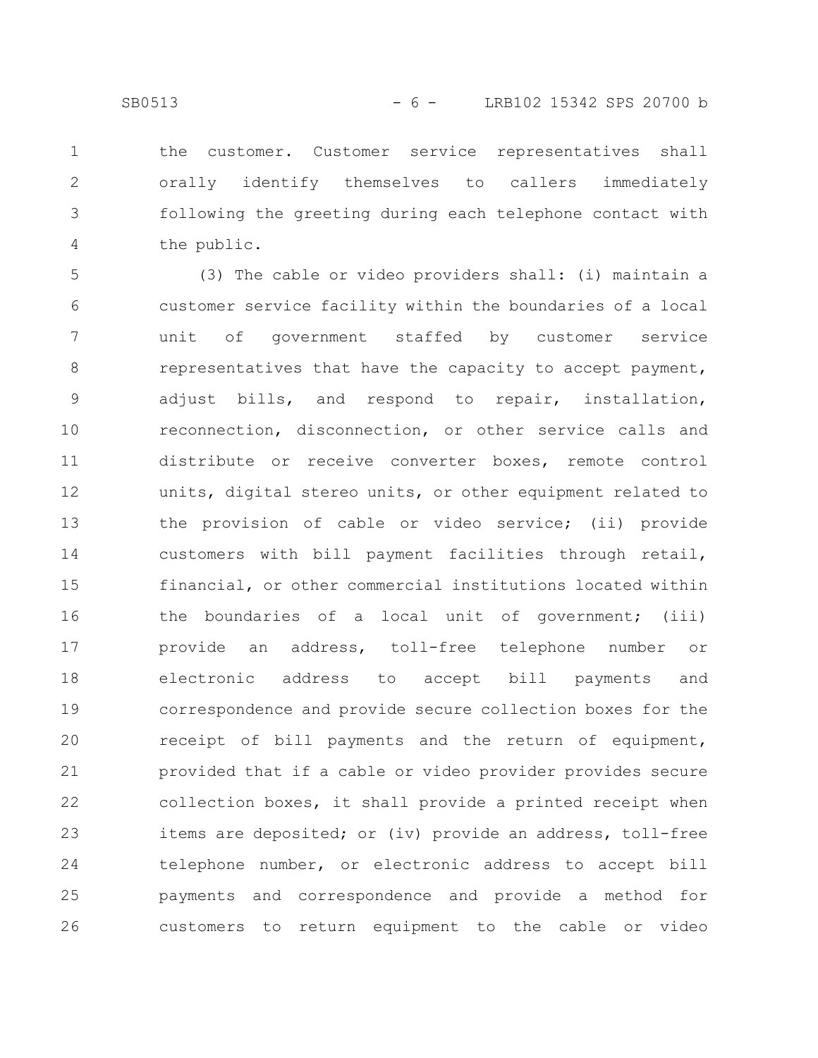the customer. Customer service representatives shall orally identify themselves to callers immediately following the greeting during each telephone contact with the public.

(3) The cable or video providers shall: (i) maintain a customer service facility within the boundaries of a local unit of government staffed by customer service representatives that have the capacity to accept payment, adjust bills, and respond to repair, installation, reconnection, disconnection, or other service calls and distribute or receive converter boxes, remote control units, digital stereo units, or other equipment related to the provision of cable or video service; (ii) provide customers with bill payment facilities through retail, financial, or other commercial institutions located within the boundaries of a local unit of government; (iii) provide an address, toll-free telephone number or electronic address to accept bill payments and correspondence and provide secure collection boxes for the receipt of bill payments and the return of equipment, provided that if a cable or video provider provides secure collection boxes, it shall provide a printed receipt when items are deposited; or (iv) provide an address, toll-free telephone number, or electronic address to accept bill payments and correspondence and provide a method for customers to return equipment to the cable or video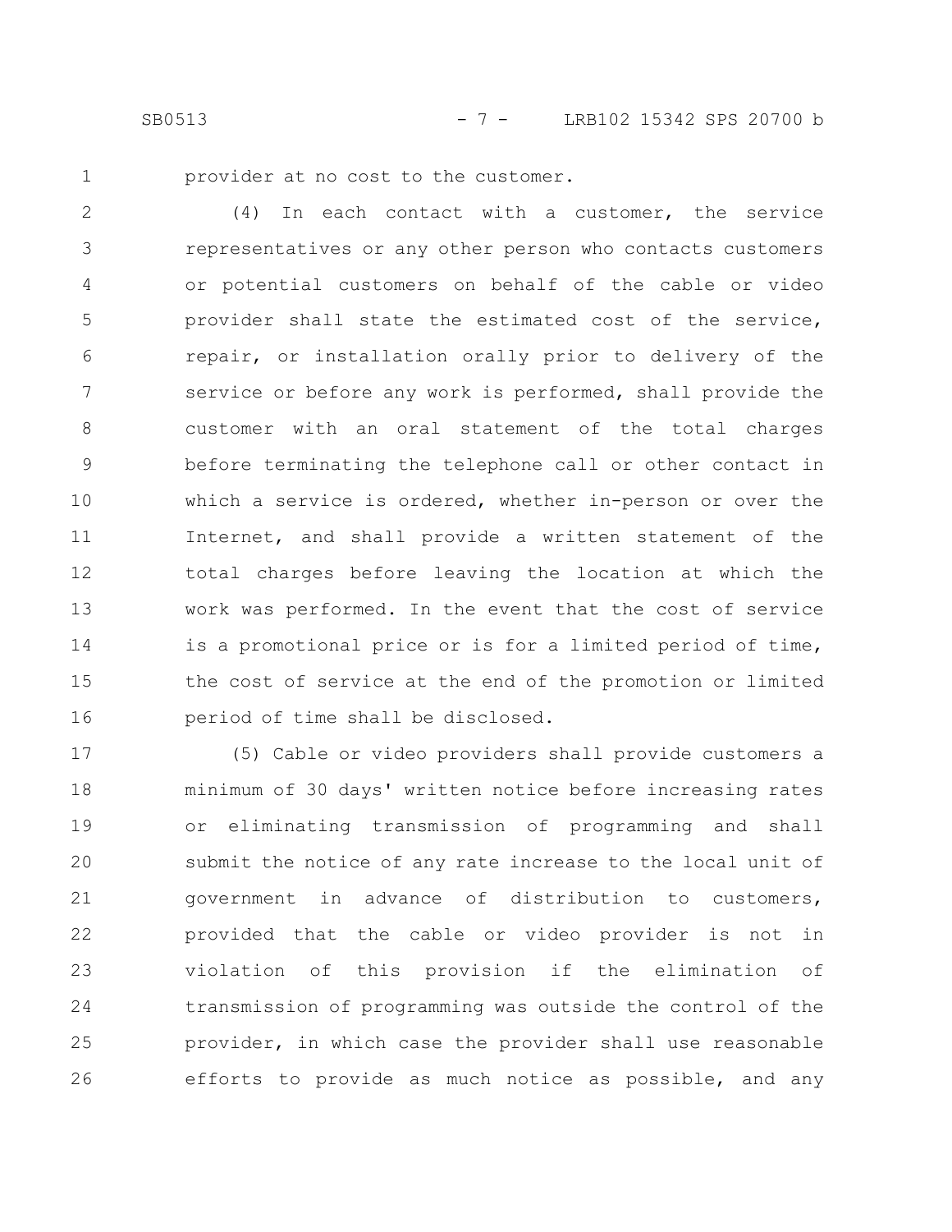provider at no cost to the customer.

(4) In each contact with a customer, the service representatives or any other person who contacts customers or potential customers on behalf of the cable or video provider shall state the estimated cost of the service, repair, or installation orally prior to delivery of the service or before any work is performed, shall provide the customer with an oral statement of the total charges before terminating the telephone call or other contact in which a service is ordered, whether in-person or over the Internet, and shall provide a written statement of the total charges before leaving the location at which the work was performed. In the event that the cost of service is a promotional price or is for a limited period of time, the cost of service at the end of the promotion or limited period of time shall be disclosed.

(5) Cable or video providers shall provide customers a minimum of 30 days' written notice before increasing rates or eliminating transmission of programming and shall submit the notice of any rate increase to the local unit of government in advance of distribution to customers, provided that the cable or video provider is not in violation of this provision if the elimination of transmission of programming was outside the control of the provider, in which case the provider shall use reasonable efforts to provide as much notice as possible, and any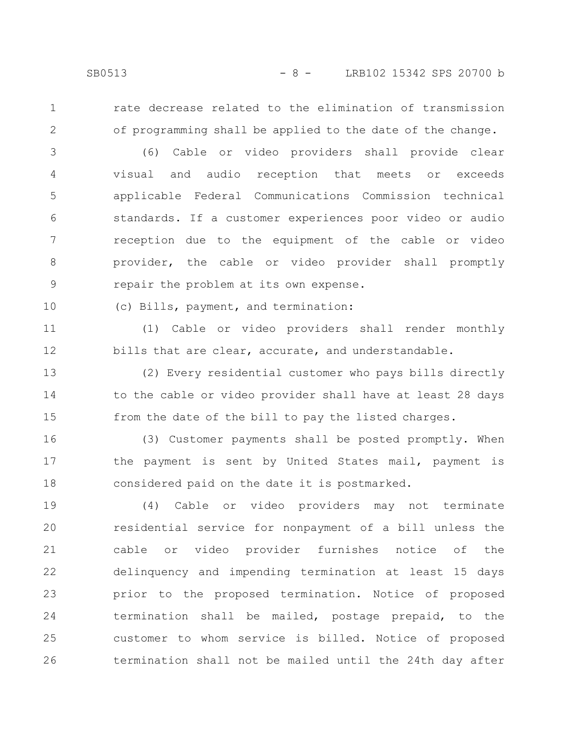rate decrease related to the elimination of transmission of programming shall be applied to the date of the change.

(6) Cable or video providers shall provide clear visual and audio reception that meets or exceeds applicable Federal Communications Commission technical standards. If a customer experiences poor video or audio reception due to the equipment of the cable or video provider, the cable or video provider shall promptly repair the problem at its own expense.

(c) Bills, payment, and termination:

(1) Cable or video providers shall render monthly bills that are clear, accurate, and understandable.

(2) Every residential customer who pays bills directly to the cable or video provider shall have at least 28 days from the date of the bill to pay the listed charges.

(3) Customer payments shall be posted promptly. When the payment is sent by United States mail, payment is considered paid on the date it is postmarked.

(4) Cable or video providers may not terminate residential service for nonpayment of a bill unless the cable or video provider furnishes notice of the delinquency and impending termination at least 15 days prior to the proposed termination. Notice of proposed termination shall be mailed, postage prepaid, to the customer to whom service is billed. Notice of proposed termination shall not be mailed until the 24th day after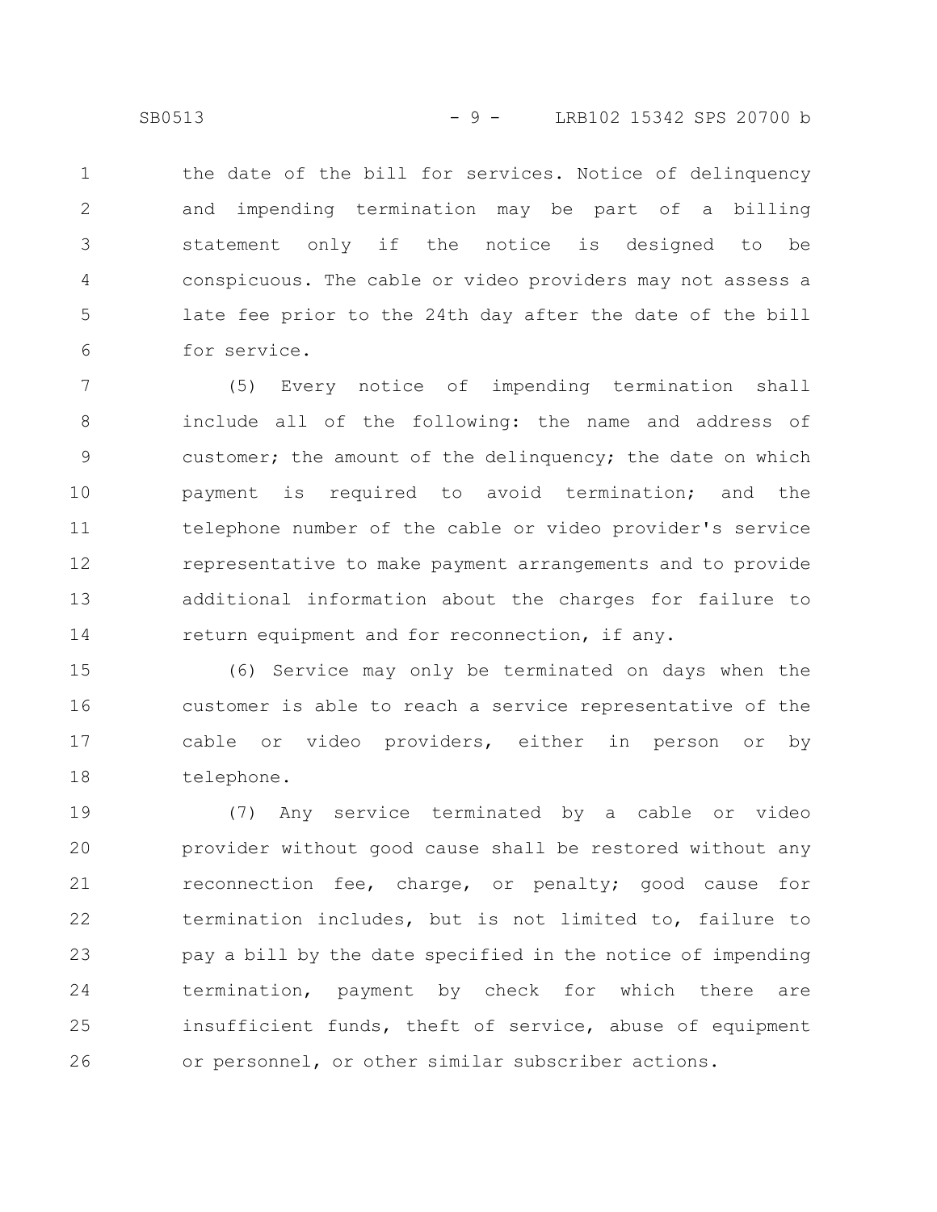the date of the bill for services. Notice of delinquency and impending termination may be part of a billing statement only if the notice is designed to be conspicuous. The cable or video providers may not assess a late fee prior to the 24th day after the date of the bill for service.

(5) Every notice of impending termination shall include all of the following: the name and address of customer; the amount of the delinquency; the date on which payment is required to avoid termination; and the telephone number of the cable or video provider's service representative to make payment arrangements and to provide additional information about the charges for failure to return equipment and for reconnection, if any.

(6) Service may only be terminated on days when the customer is able to reach a service representative of the cable or video providers, either in person or by telephone.

(7) Any service terminated by a cable or video provider without good cause shall be restored without any reconnection fee, charge, or penalty; good cause for termination includes, but is not limited to, failure to pay a bill by the date specified in the notice of impending termination, payment by check for which there are insufficient funds, theft of service, abuse of equipment or personnel, or other similar subscriber actions.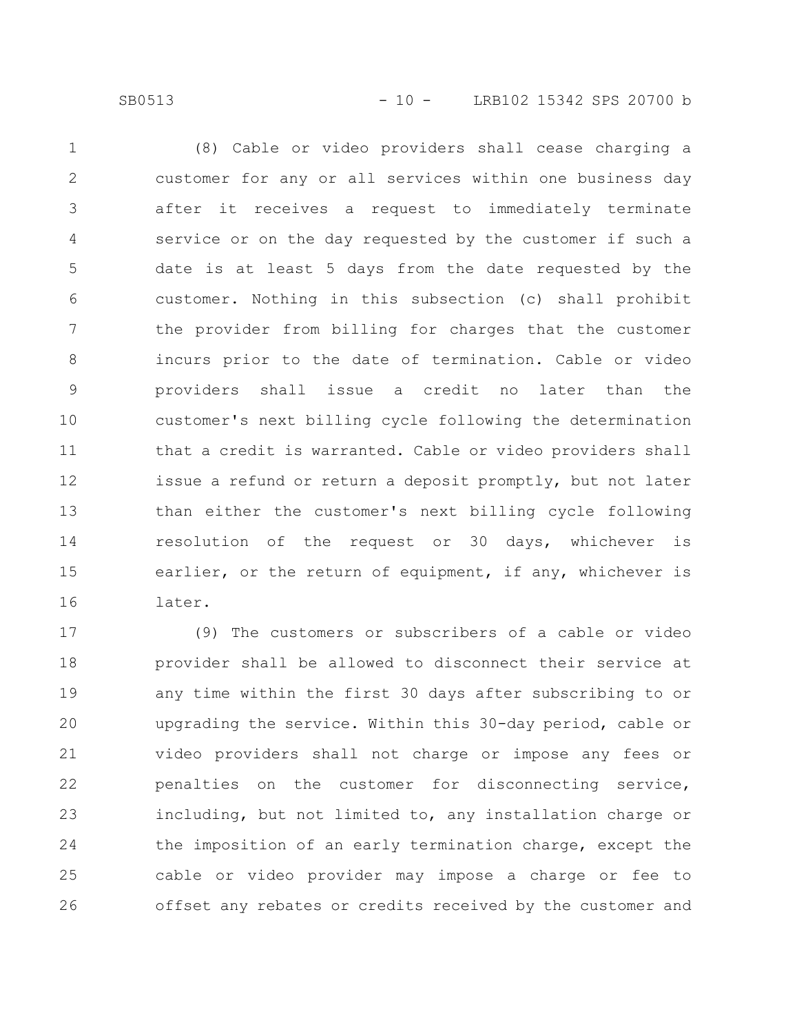(8) Cable or video providers shall cease charging a customer for any or all services within one business day after it receives a request to immediately terminate service or on the day requested by the customer if such a date is at least 5 days from the date requested by the customer. Nothing in this subsection (c) shall prohibit the provider from billing for charges that the customer incurs prior to the date of termination. Cable or video providers shall issue a credit no later than the customer's next billing cycle following the determination that a credit is warranted. Cable or video providers shall issue a refund or return a deposit promptly, but not later than either the customer's next billing cycle following resolution of the request or 30 days, whichever is earlier, or the return of equipment, if any, whichever is later.

(9) The customers or subscribers of a cable or video provider shall be allowed to disconnect their service at any time within the first 30 days after subscribing to or upgrading the service. Within this 30-day period, cable or video providers shall not charge or impose any fees or penalties on the customer for disconnecting service, including, but not limited to, any installation charge or the imposition of an early termination charge, except the cable or video provider may impose a charge or fee to offset any rebates or credits received by the customer and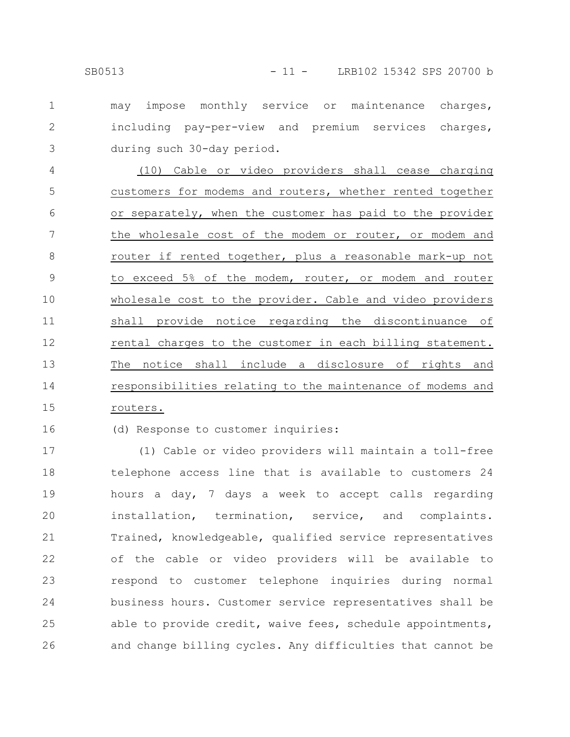may impose monthly service or maintenance charges, including pay-per-view and premium services charges, during such 30-day period.

(10) Cable or video providers shall cease charging customers for modems and routers, whether rented together or separately, when the customer has paid to the provider the wholesale cost of the modem or router, or modem and router if rented together, plus a reasonable mark-up not to exceed 5% of the modem, router, or modem and router wholesale cost to the provider. Cable and video providers shall provide notice regarding the discontinuance of rental charges to the customer in each billing statement. The notice shall include a disclosure of rights and responsibilities relating to the maintenance of modems and routers.

(d) Response to customer inquiries:

(1) Cable or video providers will maintain a toll-free telephone access line that is available to customers 24 hours a day, 7 days a week to accept calls regarding installation, termination, service, and complaints. Trained, knowledgeable, qualified service representatives of the cable or video providers will be available to respond to customer telephone inquiries during normal business hours. Customer service representatives shall be able to provide credit, waive fees, schedule appointments, and change billing cycles. Any difficulties that cannot be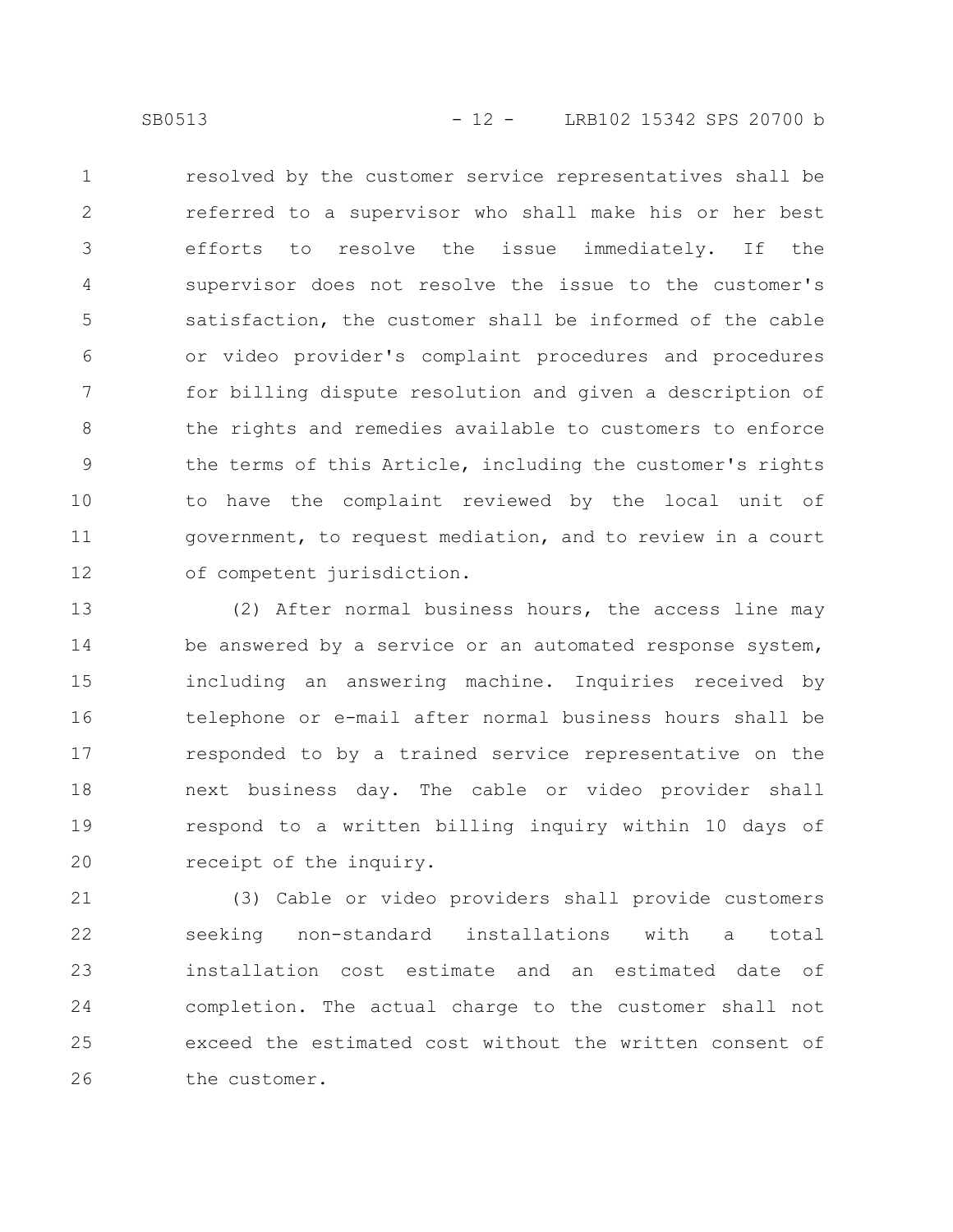resolved by the customer service representatives shall be referred to a supervisor who shall make his or her best efforts to resolve the issue immediately. If the supervisor does not resolve the issue to the customer's satisfaction, the customer shall be informed of the cable or video provider's complaint procedures and procedures for billing dispute resolution and given a description of the rights and remedies available to customers to enforce the terms of this Article, including the customer's rights to have the complaint reviewed by the local unit of government, to request mediation, and to review in a court of competent jurisdiction.

(2) After normal business hours, the access line may be answered by a service or an automated response system, including an answering machine. Inquiries received by telephone or e-mail after normal business hours shall be responded to by a trained service representative on the next business day. The cable or video provider shall respond to a written billing inquiry within 10 days of receipt of the inquiry.

(3) Cable or video providers shall provide customers seeking non-standard installations with a total installation cost estimate and an estimated date of completion. The actual charge to the customer shall not exceed the estimated cost without the written consent of the customer.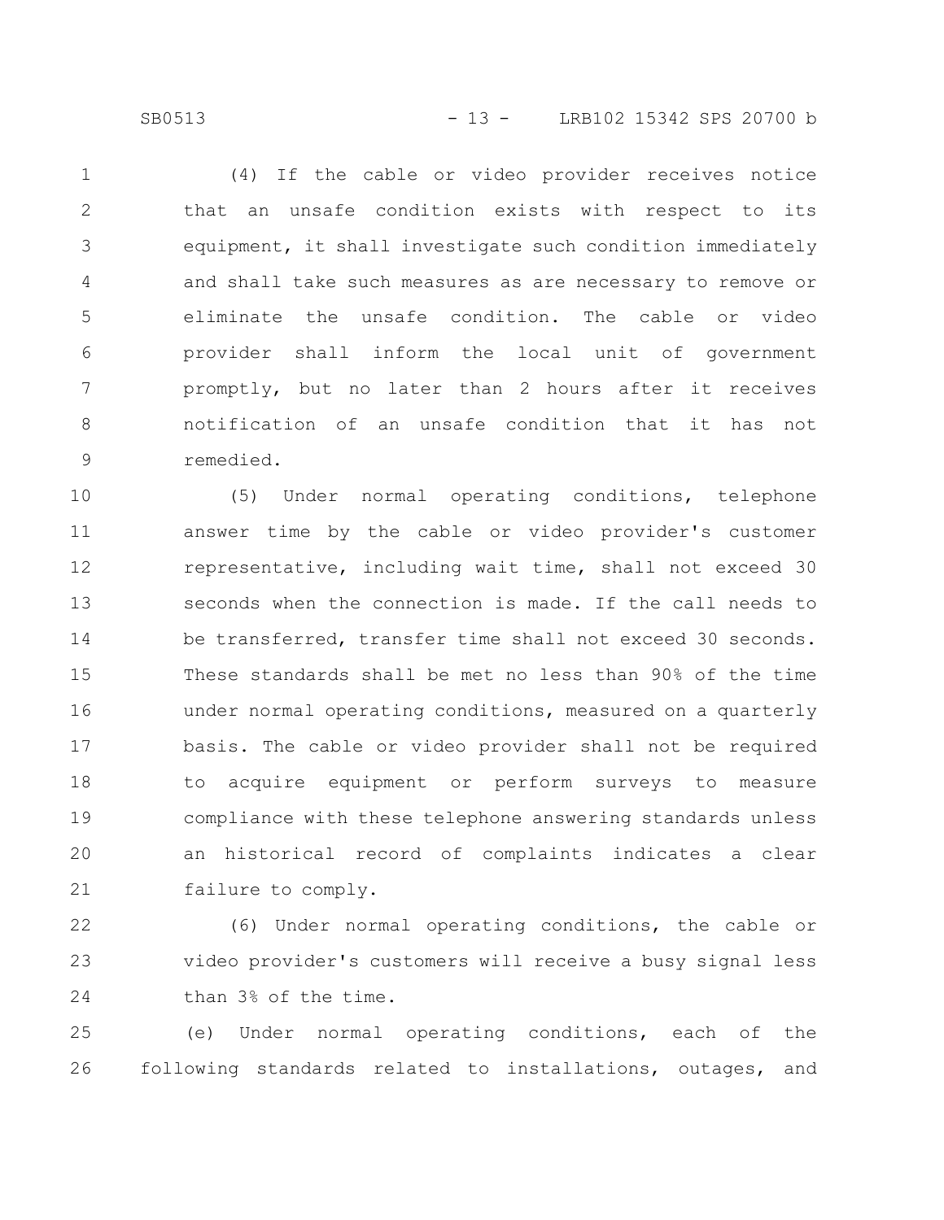(4) If the cable or video provider receives notice that an unsafe condition exists with respect to its equipment, it shall investigate such condition immediately and shall take such measures as are necessary to remove or eliminate the unsafe condition. The cable or video provider shall inform the local unit of government promptly, but no later than 2 hours after it receives notification of an unsafe condition that it has not remedied.

(5) Under normal operating conditions, telephone answer time by the cable or video provider's customer representative, including wait time, shall not exceed 30 seconds when the connection is made. If the call needs to be transferred, transfer time shall not exceed 30 seconds. These standards shall be met no less than 90% of the time under normal operating conditions, measured on a quarterly basis. The cable or video provider shall not be required to acquire equipment or perform surveys to measure compliance with these telephone answering standards unless an historical record of complaints indicates a clear failure to comply.

(6) Under normal operating conditions, the cable or video provider's customers will receive a busy signal less than 3% of the time.

(e) Under normal operating conditions, each of the following standards related to installations, outages, and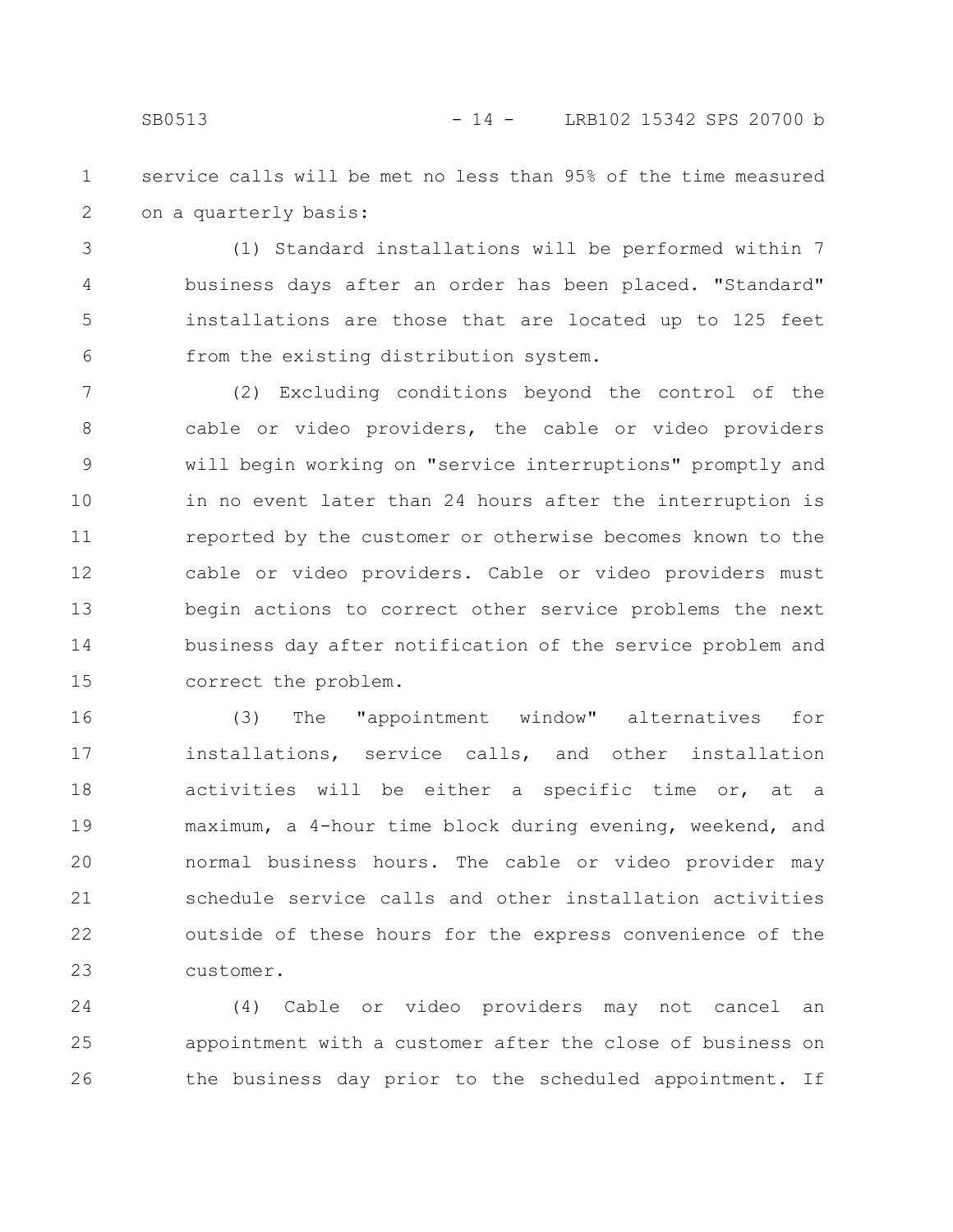service calls will be met no less than 95% of the time measured on a quarterly basis:

(1) Standard installations will be performed within 7 business days after an order has been placed. "Standard" installations are those that are located up to 125 feet from the existing distribution system.

(2) Excluding conditions beyond the control of the cable or video providers, the cable or video providers will begin working on "service interruptions" promptly and in no event later than 24 hours after the interruption is reported by the customer or otherwise becomes known to the cable or video providers. Cable or video providers must begin actions to correct other service problems the next business day after notification of the service problem and correct the problem.

(3) The "appointment window" alternatives for installations, service calls, and other installation activities will be either a specific time or, at a maximum, a 4-hour time block during evening, weekend, and normal business hours. The cable or video provider may schedule service calls and other installation activities outside of these hours for the express convenience of the customer.

(4) Cable or video providers may not cancel an appointment with a customer after the close of business on the business day prior to the scheduled appointment. If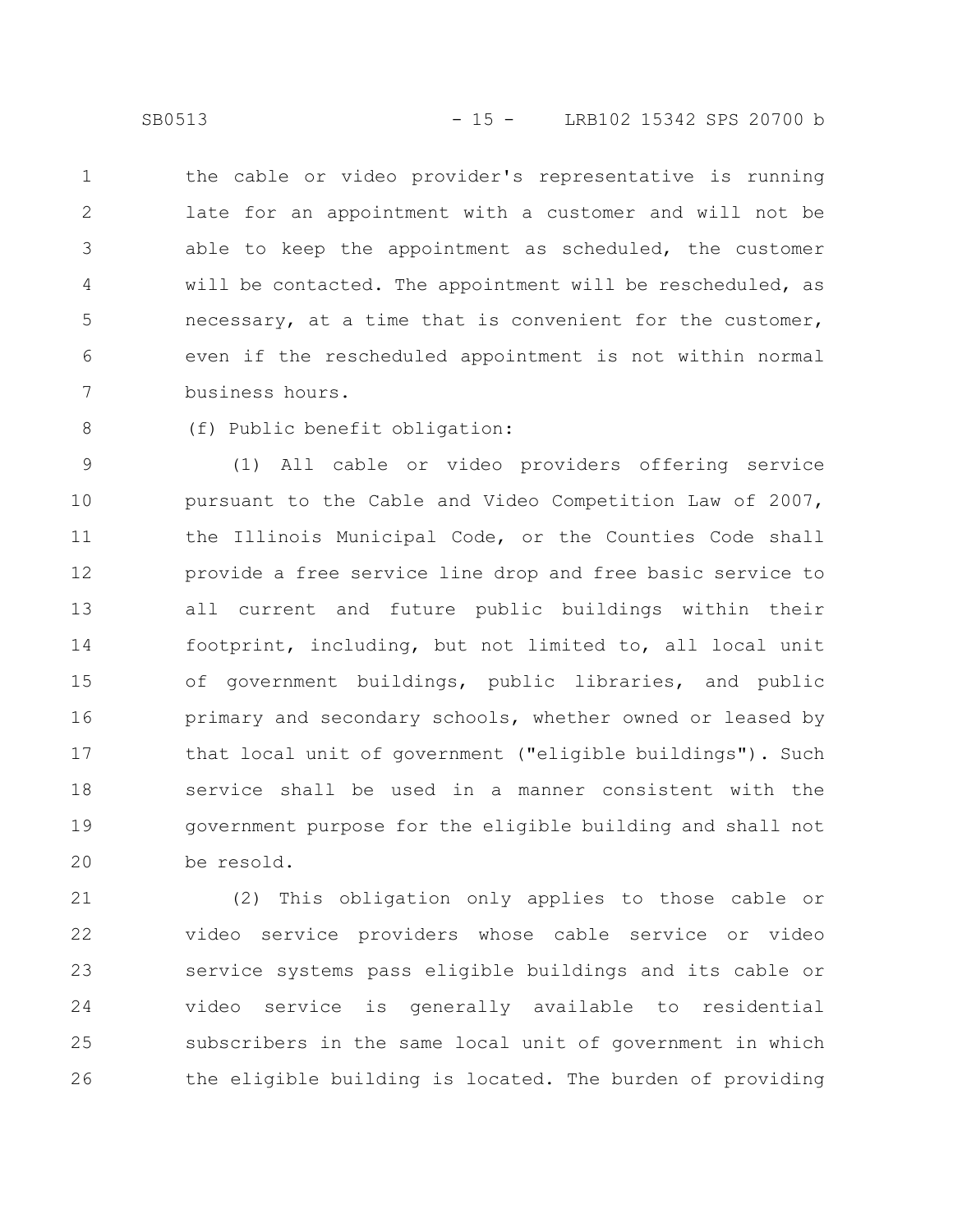the cable or video provider's representative is running late for an appointment with a customer and will not be able to keep the appointment as scheduled, the customer will be contacted. The appointment will be rescheduled, as necessary, at a time that is convenient for the customer, even if the rescheduled appointment is not within normal business hours.

(f) Public benefit obligation:

(1) All cable or video providers offering service pursuant to the Cable and Video Competition Law of 2007, the Illinois Municipal Code, or the Counties Code shall provide a free service line drop and free basic service to all current and future public buildings within their footprint, including, but not limited to, all local unit of government buildings, public libraries, and public primary and secondary schools, whether owned or leased by that local unit of government ("eligible buildings"). Such service shall be used in a manner consistent with the government purpose for the eligible building and shall not be resold.

(2) This obligation only applies to those cable or video service providers whose cable service or video service systems pass eligible buildings and its cable or video service is generally available to residential subscribers in the same local unit of government in which the eligible building is located. The burden of providing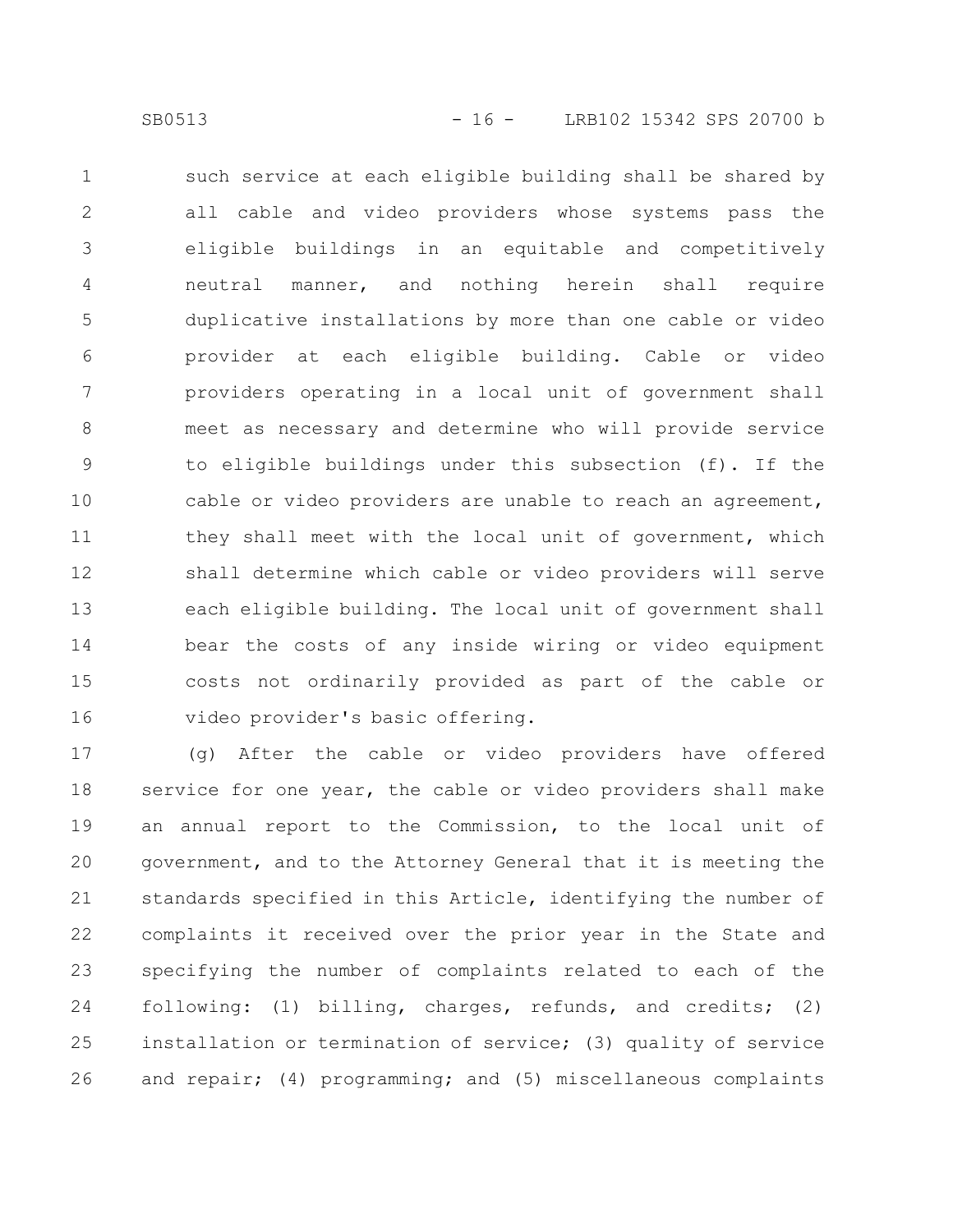such service at each eligible building shall be shared by all cable and video providers whose systems pass the eligible buildings in an equitable and competitively neutral manner, and nothing herein shall require duplicative installations by more than one cable or video provider at each eligible building. Cable or video providers operating in a local unit of government shall meet as necessary and determine who will provide service to eligible buildings under this subsection (f). If the cable or video providers are unable to reach an agreement, they shall meet with the local unit of government, which shall determine which cable or video providers will serve each eligible building. The local unit of government shall bear the costs of any inside wiring or video equipment costs not ordinarily provided as part of the cable or video provider's basic offering.

(g) After the cable or video providers have offered service for one year, the cable or video providers shall make an annual report to the Commission, to the local unit of government, and to the Attorney General that it is meeting the standards specified in this Article, identifying the number of complaints it received over the prior year in the State and specifying the number of complaints related to each of the following: (1) billing, charges, refunds, and credits; (2) installation or termination of service; (3) quality of service and repair; (4) programming; and (5) miscellaneous complaints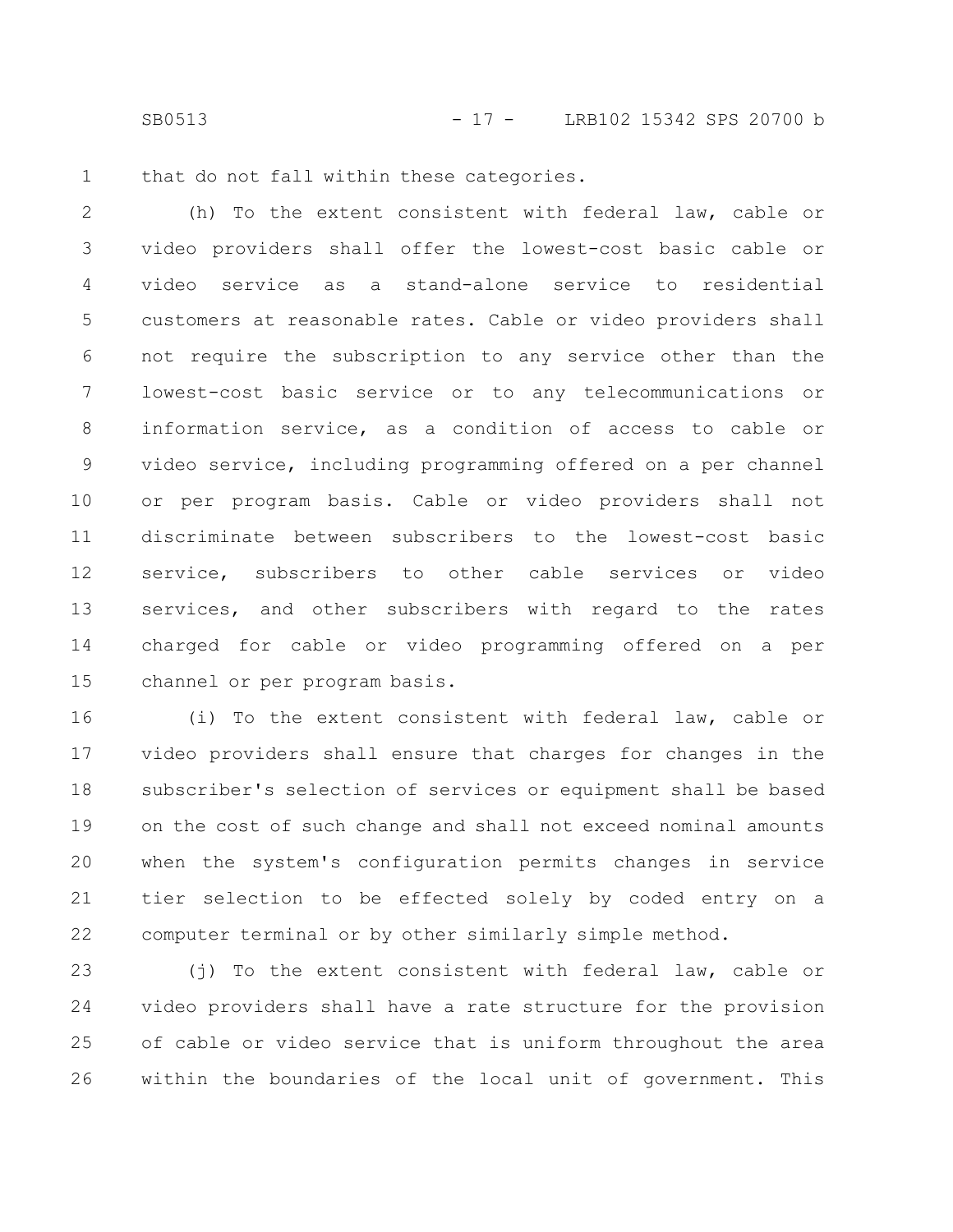that do not fall within these categories.

(h) To the extent consistent with federal law, cable or video providers shall offer the lowest-cost basic cable or video service as a stand-alone service to residential customers at reasonable rates. Cable or video providers shall not require the subscription to any service other than the lowest-cost basic service or to any telecommunications or information service, as a condition of access to cable or video service, including programming offered on a per channel or per program basis. Cable or video providers shall not discriminate between subscribers to the lowest-cost basic service, subscribers to other cable services or video services, and other subscribers with regard to the rates charged for cable or video programming offered on a per channel or per program basis.

(i) To the extent consistent with federal law, cable or video providers shall ensure that charges for changes in the subscriber's selection of services or equipment shall be based on the cost of such change and shall not exceed nominal amounts when the system's configuration permits changes in service tier selection to be effected solely by coded entry on a computer terminal or by other similarly simple method.

(j) To the extent consistent with federal law, cable or video providers shall have a rate structure for the provision of cable or video service that is uniform throughout the area within the boundaries of the local unit of government. This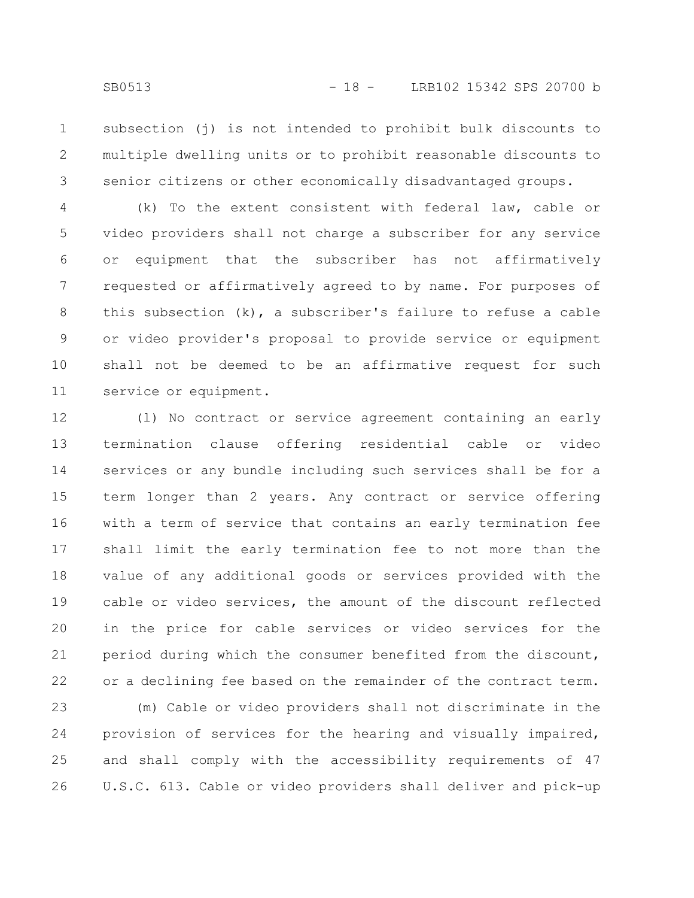subsection (j) is not intended to prohibit bulk discounts to multiple dwelling units or to prohibit reasonable discounts to senior citizens or other economically disadvantaged groups.

(k) To the extent consistent with federal law, cable or video providers shall not charge a subscriber for any service or equipment that the subscriber has not affirmatively requested or affirmatively agreed to by name. For purposes of this subsection (k), a subscriber's failure to refuse a cable or video provider's proposal to provide service or equipment shall not be deemed to be an affirmative request for such service or equipment.

(l) No contract or service agreement containing an early termination clause offering residential cable or video services or any bundle including such services shall be for a term longer than 2 years. Any contract or service offering with a term of service that contains an early termination fee shall limit the early termination fee to not more than the value of any additional goods or services provided with the cable or video services, the amount of the discount reflected in the price for cable services or video services for the period during which the consumer benefited from the discount, or a declining fee based on the remainder of the contract term.

(m) Cable or video providers shall not discriminate in the provision of services for the hearing and visually impaired, and shall comply with the accessibility requirements of 47 U.S.C. 613. Cable or video providers shall deliver and pick-up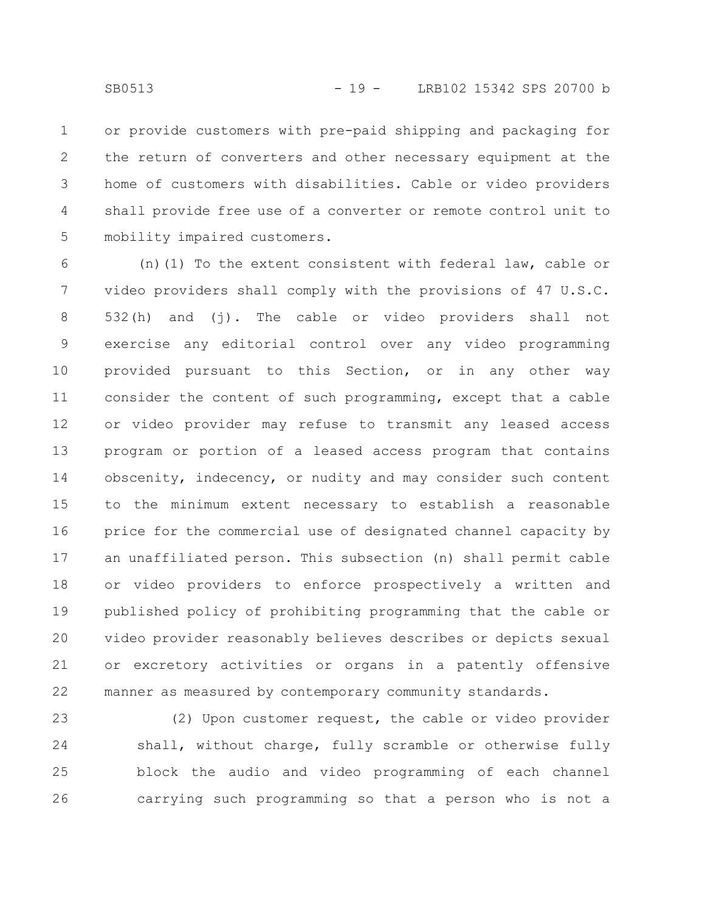or provide customers with pre-paid shipping and packaging for the return of converters and other necessary equipment at the home of customers with disabilities. Cable or video providers shall provide free use of a converter or remote control unit to mobility impaired customers.

(n)(1) To the extent consistent with federal law, cable or video providers shall comply with the provisions of 47 U.S.C. 532(h) and (j). The cable or video providers shall not exercise any editorial control over any video programming provided pursuant to this Section, or in any other way consider the content of such programming, except that a cable or video provider may refuse to transmit any leased access program or portion of a leased access program that contains obscenity, indecency, or nudity and may consider such content to the minimum extent necessary to establish a reasonable price for the commercial use of designated channel capacity by an unaffiliated person. This subsection (n) shall permit cable or video providers to enforce prospectively a written and published policy of prohibiting programming that the cable or video provider reasonably believes describes or depicts sexual or excretory activities or organs in a patently offensive manner as measured by contemporary community standards.

(2) Upon customer request, the cable or video provider shall, without charge, fully scramble or otherwise fully block the audio and video programming of each channel carrying such programming so that a person who is not a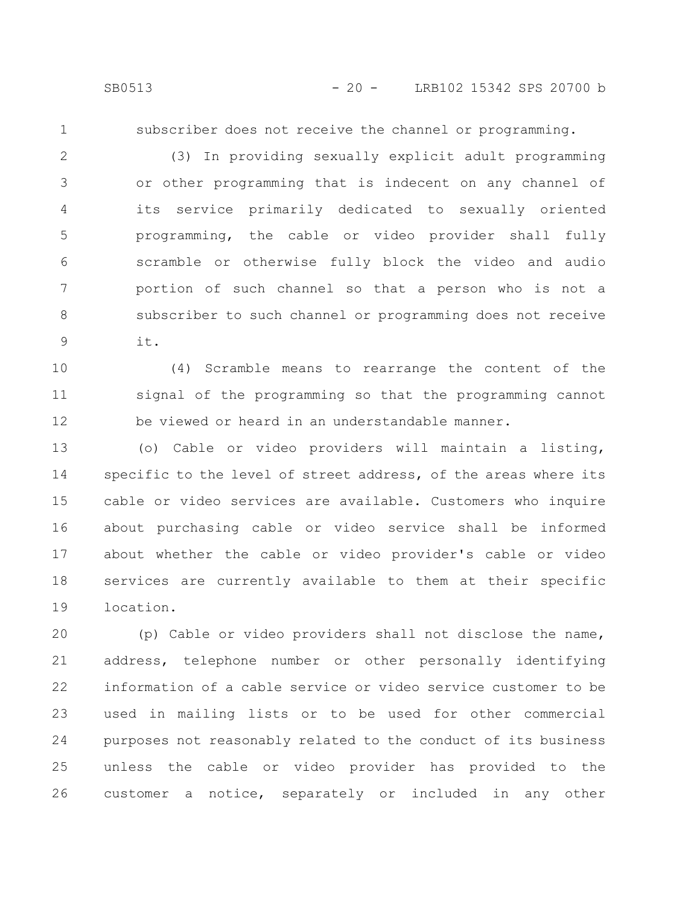subscriber does not receive the channel or programming.

(3) In providing sexually explicit adult programming or other programming that is indecent on any channel of its service primarily dedicated to sexually oriented programming, the cable or video provider shall fully scramble or otherwise fully block the video and audio portion of such channel so that a person who is not a subscriber to such channel or programming does not receive it.

(4) Scramble means to rearrange the content of the signal of the programming so that the programming cannot be viewed or heard in an understandable manner.

(o) Cable or video providers will maintain a listing, specific to the level of street address, of the areas where its cable or video services are available. Customers who inquire about purchasing cable or video service shall be informed about whether the cable or video provider's cable or video services are currently available to them at their specific location.

(p) Cable or video providers shall not disclose the name, address, telephone number or other personally identifying information of a cable service or video service customer to be used in mailing lists or to be used for other commercial purposes not reasonably related to the conduct of its business unless the cable or video provider has provided to the customer a notice, separately or included in any other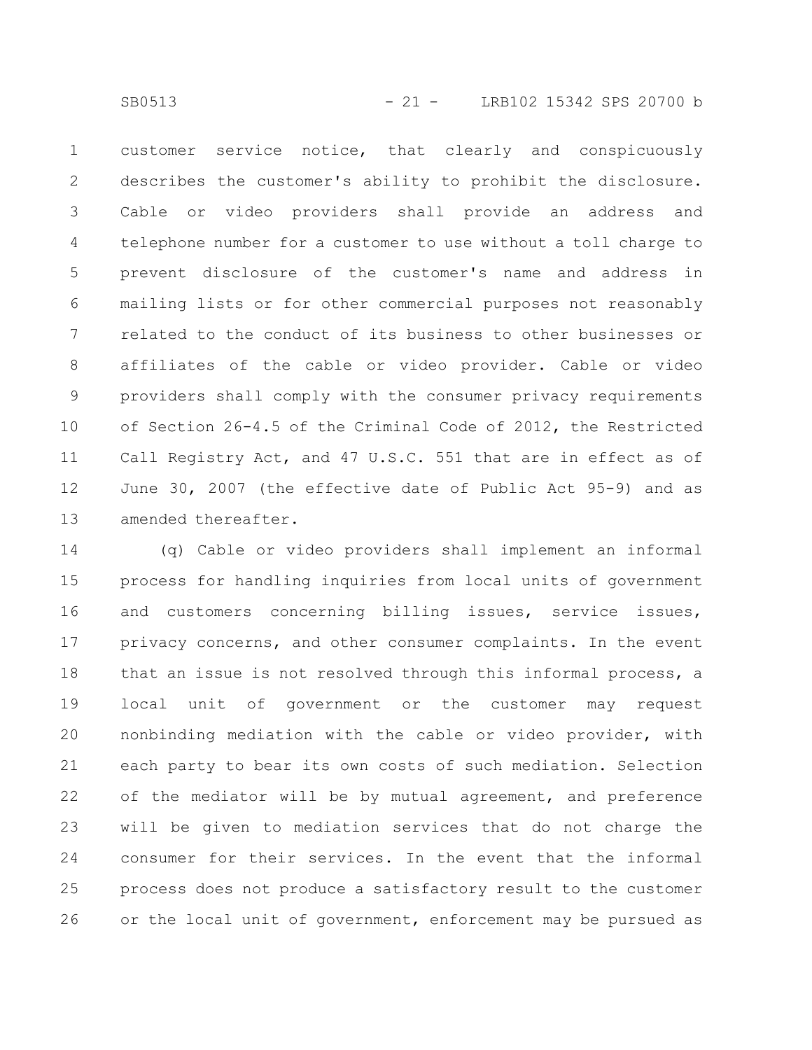customer service notice, that clearly and conspicuously describes the customer's ability to prohibit the disclosure. Cable or video providers shall provide an address and telephone number for a customer to use without a toll charge to prevent disclosure of the customer's name and address in mailing lists or for other commercial purposes not reasonably related to the conduct of its business to other businesses or affiliates of the cable or video provider. Cable or video providers shall comply with the consumer privacy requirements of Section 26-4.5 of the Criminal Code of 2012, the Restricted Call Registry Act, and 47 U.S.C. 551 that are in effect as of June 30, 2007 (the effective date of Public Act 95-9) and as amended thereafter.

(q) Cable or video providers shall implement an informal process for handling inquiries from local units of government and customers concerning billing issues, service issues, privacy concerns, and other consumer complaints. In the event that an issue is not resolved through this informal process, a local unit of government or the customer may request nonbinding mediation with the cable or video provider, with each party to bear its own costs of such mediation. Selection of the mediator will be by mutual agreement, and preference will be given to mediation services that do not charge the consumer for their services. In the event that the informal process does not produce a satisfactory result to the customer or the local unit of government, enforcement may be pursued as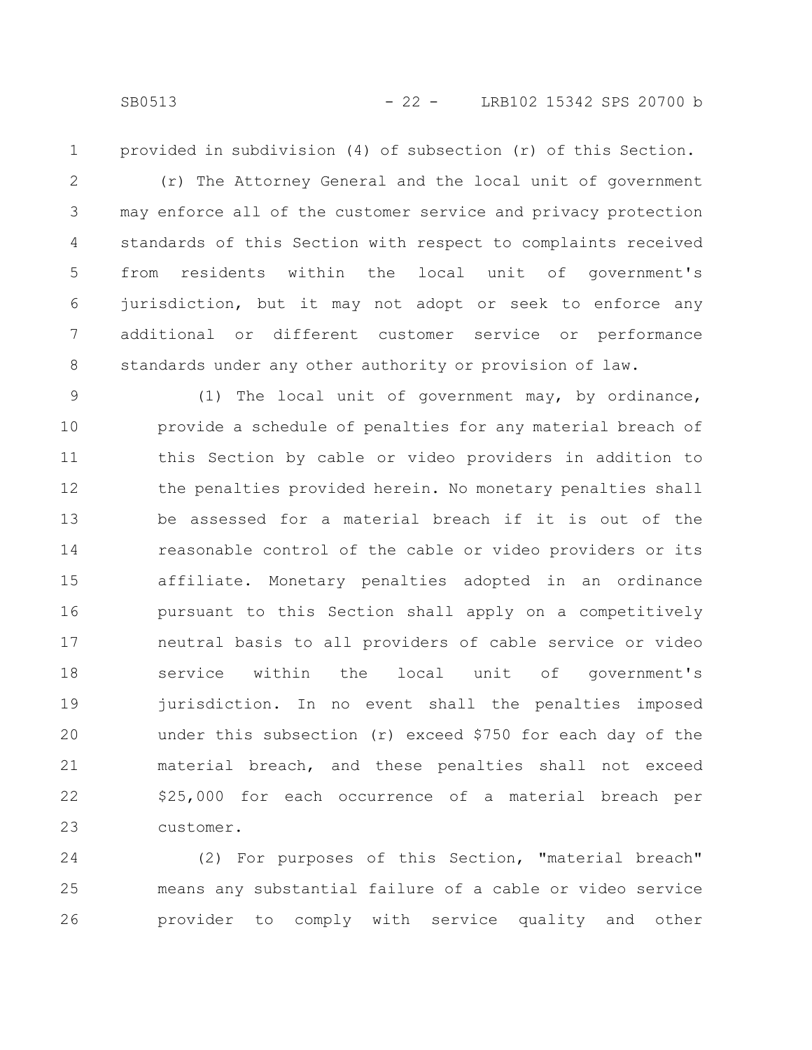provided in subdivision (4) of subsection (r) of this Section.

(r) The Attorney General and the local unit of government may enforce all of the customer service and privacy protection standards of this Section with respect to complaints received from residents within the local unit of government's jurisdiction, but it may not adopt or seek to enforce any additional or different customer service or performance standards under any other authority or provision of law.

(1) The local unit of government may, by ordinance, provide a schedule of penalties for any material breach of this Section by cable or video providers in addition to the penalties provided herein. No monetary penalties shall be assessed for a material breach if it is out of the reasonable control of the cable or video providers or its affiliate. Monetary penalties adopted in an ordinance pursuant to this Section shall apply on a competitively neutral basis to all providers of cable service or video service within the local unit of government's jurisdiction. In no event shall the penalties imposed under this subsection (r) exceed $750 for each day of the material breach, and these penalties shall not exceed $25,000 for each occurrence of a material breach per customer.

(2) For purposes of this Section, "material breach" means any substantial failure of a cable or video service provider to comply with service quality and other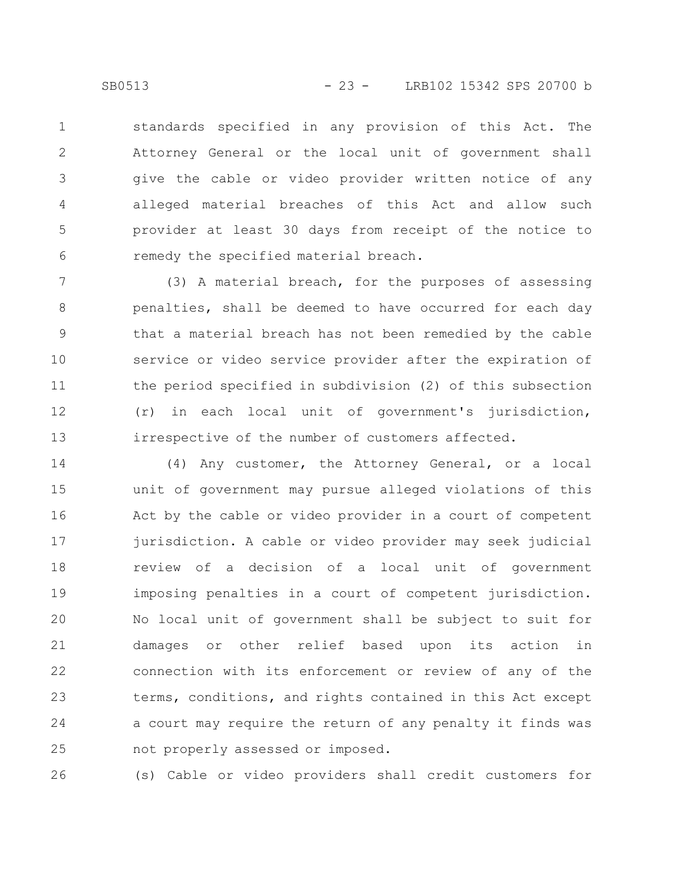standards specified in any provision of this Act. The Attorney General or the local unit of government shall give the cable or video provider written notice of any alleged material breaches of this Act and allow such provider at least 30 days from receipt of the notice to remedy the specified material breach.

(3) A material breach, for the purposes of assessing penalties, shall be deemed to have occurred for each day that a material breach has not been remedied by the cable service or video service provider after the expiration of the period specified in subdivision (2) of this subsection (r) in each local unit of government's jurisdiction, irrespective of the number of customers affected.

(4) Any customer, the Attorney General, or a local unit of government may pursue alleged violations of this Act by the cable or video provider in a court of competent jurisdiction. A cable or video provider may seek judicial review of a decision of a local unit of government imposing penalties in a court of competent jurisdiction. No local unit of government shall be subject to suit for damages or other relief based upon its action in connection with its enforcement or review of any of the terms, conditions, and rights contained in this Act except a court may require the return of any penalty it finds was not properly assessed or imposed.

(s) Cable or video providers shall credit customers for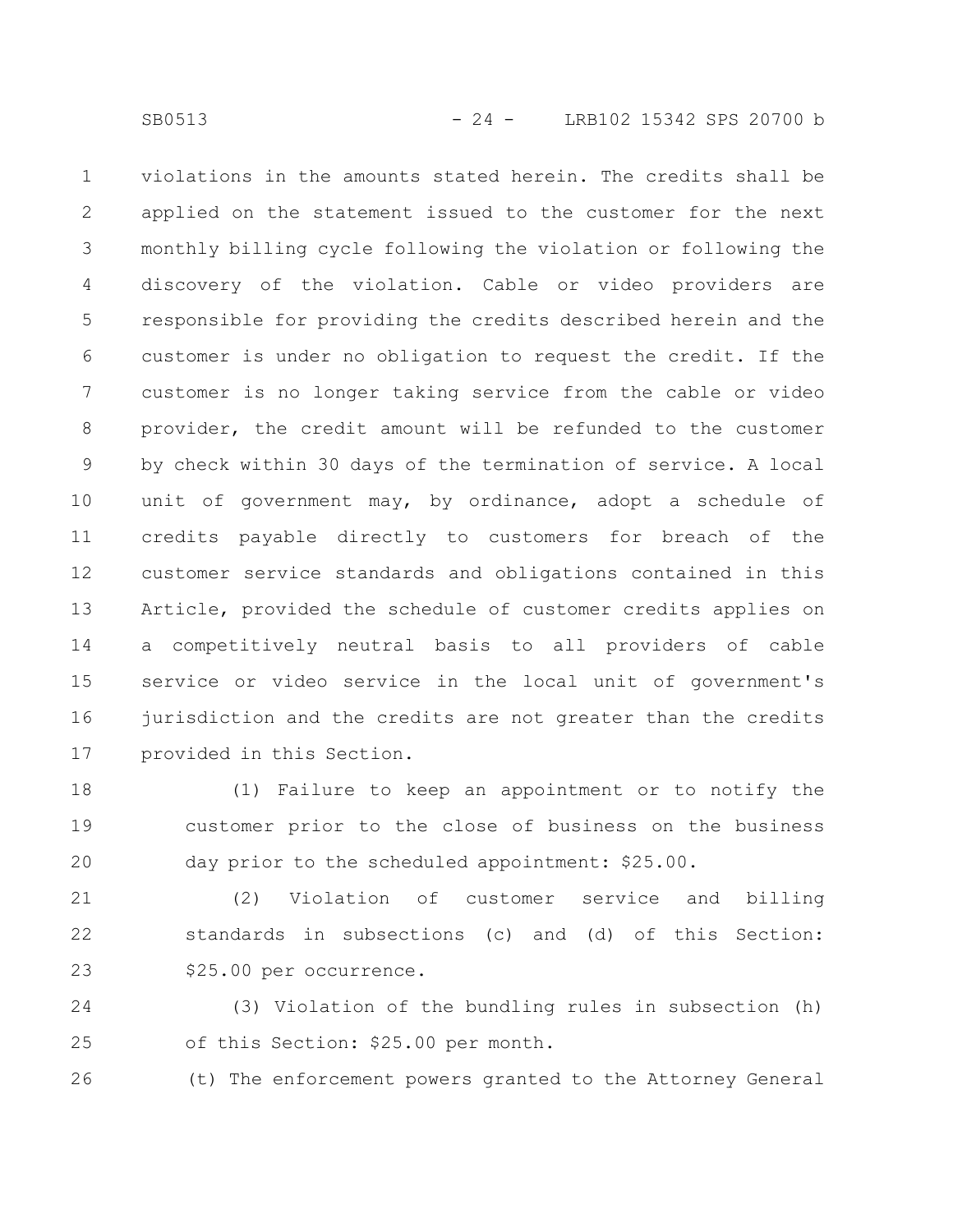violations in the amounts stated herein. The credits shall be applied on the statement issued to the customer for the next monthly billing cycle following the violation or following the discovery of the violation. Cable or video providers are responsible for providing the credits described herein and the customer is under no obligation to request the credit. If the customer is no longer taking service from the cable or video provider, the credit amount will be refunded to the customer by check within 30 days of the termination of service. A local unit of government may, by ordinance, adopt a schedule of credits payable directly to customers for breach of the customer service standards and obligations contained in this Article, provided the schedule of customer credits applies on a competitively neutral basis to all providers of cable service or video service in the local unit of government's jurisdiction and the credits are not greater than the credits provided in this Section.

(1) Failure to keep an appointment or to notify the customer prior to the close of business on the business day prior to the scheduled appointment: $25.00.

(2) Violation of customer service and billing standards in subsections (c) and (d) of this Section: $25.00 per occurrence.

(3) Violation of the bundling rules in subsection (h) of this Section: $25.00 per month.

(t) The enforcement powers granted to the Attorney General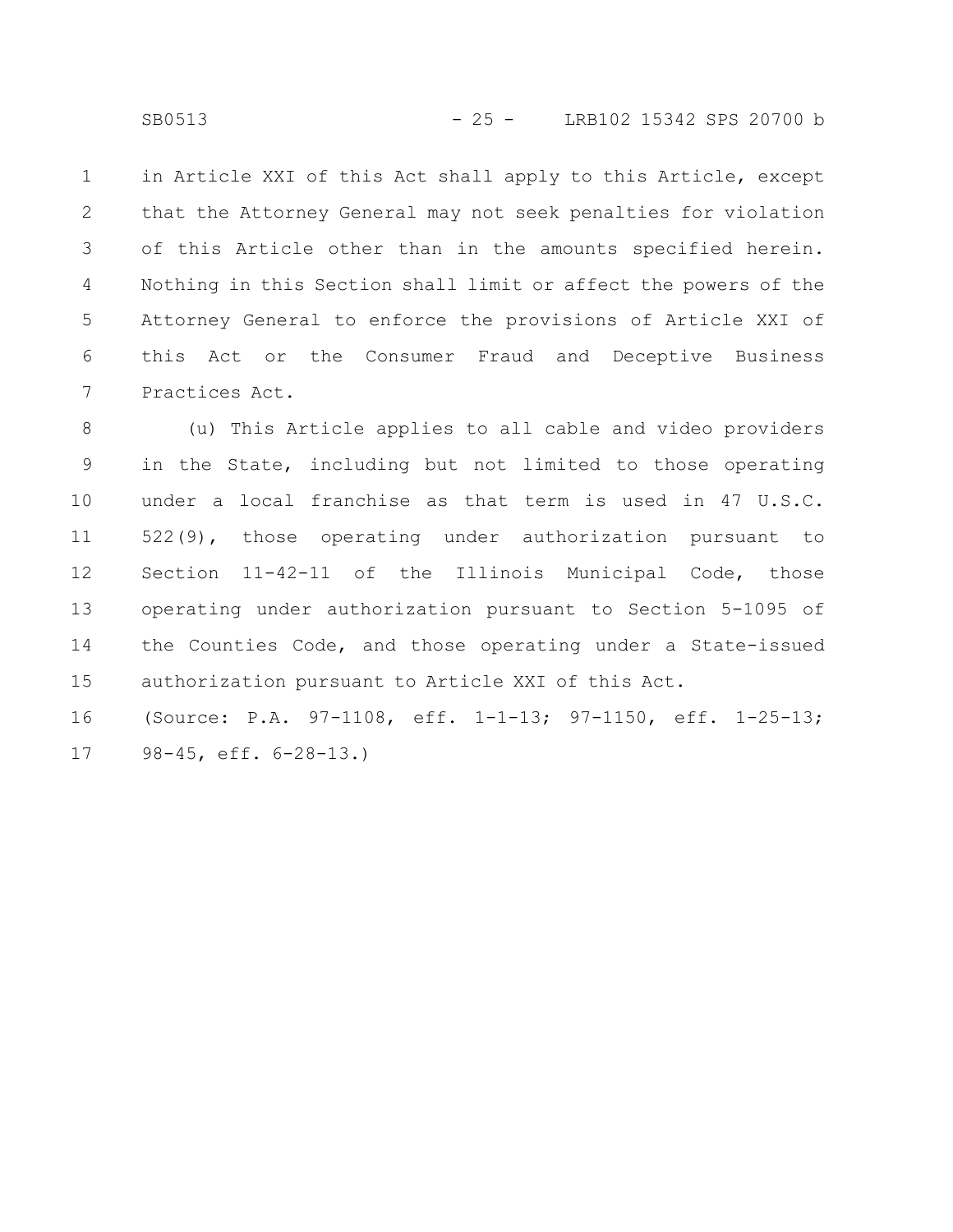in Article XXI of this Act shall apply to this Article, except that the Attorney General may not seek penalties for violation of this Article other than in the amounts specified herein. Nothing in this Section shall limit or affect the powers of the Attorney General to enforce the provisions of Article XXI of this Act or the Consumer Fraud and Deceptive Business Practices Act.

(u) This Article applies to all cable and video providers in the State, including but not limited to those operating under a local franchise as that term is used in 47 U.S.C. 522(9), those operating under authorization pursuant to Section 11-42-11 of the Illinois Municipal Code, those operating under authorization pursuant to Section 5-1095 of the Counties Code, and those operating under a State-issued authorization pursuant to Article XXI of this Act.

(Source: P.A. 97-1108, eff. 1-1-13; 97-1150, eff. 1-25-13; 98-45, eff. 6-28-13.)